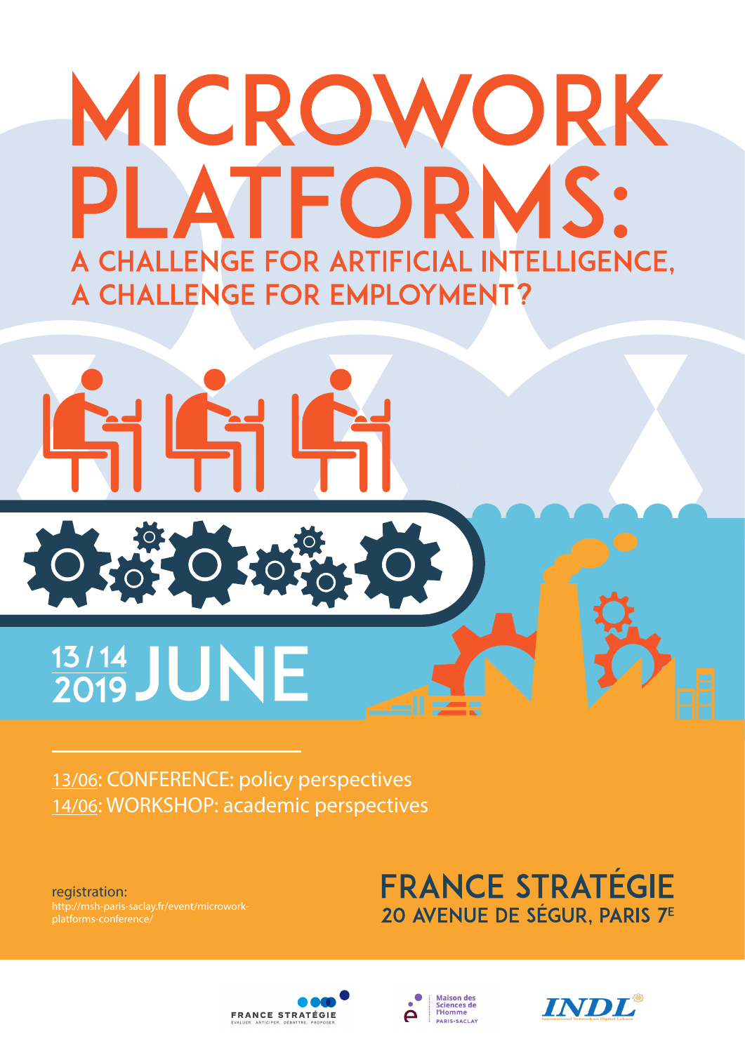# MICROWORK PLATFORMS:

## A CHALLENGE FOR ARTIFICIAL INTELLIGENCE, A CHALLENGE FOR EMPLOYMENT?

13 / 14 2019 JUNE

13/06: CONFERENCE: policy perspectives
14/06: WORKSHOP: academic perspectives

registration:
http://msh-paris-saclay.fr/event/microwork-platforms-conference/

**FRANCE STRATÉGIE**
**20 AVENUE DE SÉGUR, PARIS 7E**

FRANCE STRATÉGIE — ÉVALUER. ANTICIPER. DÉBATTRE. PROPOSER.

Maison des Sciences de l'Homme PARIS-SACLAY

INDL — International Network on Digital Labour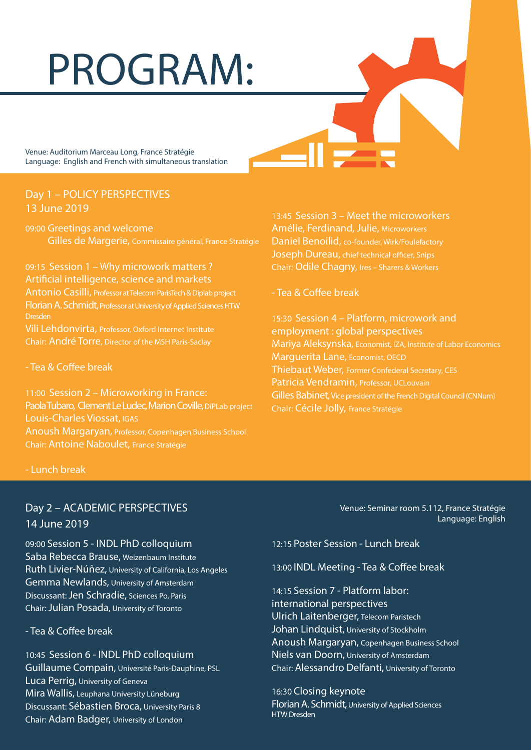# PROGRAM:

Venue: Auditorium Marceau Long, France Stratégie
Language: English and French with simultaneous translation

## Day 1 – POLICY PERSPECTIVES
### 13 June 2019

09:00 Greetings and welcome
Gilles de Margerie, Commissaire général, France Stratégie

09:15 Session 1 – Why microwork matters ? Artificial intelligence, science and markets
Antonio Casilli, Professor at Telecom ParisTech & Diplab project
Florian A. Schmidt, Professor at University of Applied Sciences HTW Dresden
Vili Lehdonvirta, Professor, Oxford Internet Institute
Chair: André Torre, Director of the MSH Paris-Saclay

- Tea & Coffee break

11:00 Session 2 – Microworking in France:
Paola Tubaro, Clement Le Ludec, Marion Coville, DiPLab project
Louis-Charles Viossat, IGAS
Anoush Margaryan, Professor, Copenhagen Business School
Chair: Antoine Naboulet, France Stratégie

- Lunch break

13:45 Session 3 – Meet the microworkers
Amélie, Ferdinand, Julie, Microworkers
Daniel Benoilid, co-founder, Wirk/Foulefactory
Joseph Dureau, chief technical officer, Snips
Chair: Odile Chagny, Ires – Sharers & Workers

- Tea & Coffee break

15:30 Session 4 – Platform, microwork and employment : global perspectives
Mariya Aleksynska, Economist, IZA, Institute of Labor Economics
Marguerita Lane, Economist, OECD
Thiebaut Weber, Former Confederal Secretary, CES
Patricia Vendramin, Professor, UCLouvain
Gilles Babinet, Vice president of the French Digital Council (CNNum)
Chair: Cécile Jolly, France Stratégie

## Day 2 – ACADEMIC PERSPECTIVES
### 14 June 2019

Venue: Seminar room 5.112, France Stratégie
Language: English

09:00 Session 5 - INDL PhD colloquium
Saba Rebecca Brause, Weizenbaum Institute
Ruth Livier-Núñez, University of California, Los Angeles
Gemma Newlands, University of Amsterdam
Discussant: Jen Schradie, Sciences Po, Paris
Chair: Julian Posada, University of Toronto

- Tea & Coffee break

10:45 Session 6 - INDL PhD colloquium
Guillaume Compain, Université Paris-Dauphine, PSL
Luca Perrig, University of Geneva
Mira Wallis, Leuphana University Lüneburg
Discussant: Sébastien Broca, University Paris 8
Chair: Adam Badger, University of London

12:15 Poster Session - Lunch break

13:00 INDL Meeting - Tea & Coffee break

14:15 Session 7 - Platform labor: international perspectives
Ulrich Laitenberger, Telecom Paristech
Johan Lindquist, University of Stockholm
Anoush Margaryan, Copenhagen Business School
Niels van Doorn, University of Amsterdam
Chair: Alessandro Delfanti, University of Toronto

16:30 Closing keynote
Florian A. Schmidt, University of Applied Sciences HTW Dresden